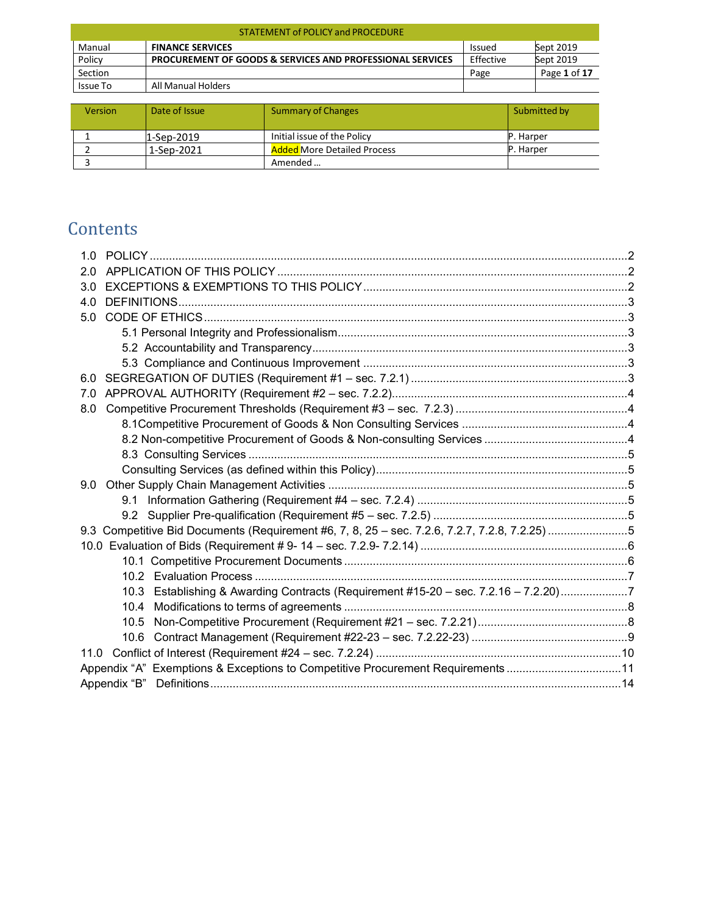| STATEMENT of POLICY and PROCEDURE | | | |
|---|---|---|---|
| Manual | **FINANCE SERVICES** | Issued | Sept 2019 |
| Policy | **PROCUREMENT OF GOODS & SERVICES AND PROFESSIONAL SERVICES** | Effective | Sept 2019 |
| Section | | Page | Page **1** of **17** |
| Issue To | All Manual Holders | | |

| Version | Date of Issue | Summary of Changes | Submitted by |
|---|---|---|---|
| 1 | 1-Sep-2019 | Initial issue of the Policy | P. Harper |
| 2 | 1-Sep-2021 | Added More Detailed Process | P. Harper |
| 3 | | Amended … | |

# Contents

1.0 POLICY ........ 2
2.0 APPLICATION OF THIS POLICY ........ 2
3.0 EXCEPTIONS & EXEMPTIONS TO THIS POLICY ........ 2
4.0 DEFINITIONS ........ 3
5.0 CODE OF ETHICS ........ 3
  5.1 Personal Integrity and Professionalism ........ 3
  5.2 Accountability and Transparency ........ 3
  5.3 Compliance and Continuous Improvement ........ 3
6.0 SEGREGATION OF DUTIES (Requirement #1 – sec. 7.2.1) ........ 3
7.0 APPROVAL AUTHORITY (Requirement #2 – sec. 7.2.2) ........ 4
8.0 Competitive Procurement Thresholds (Requirement #3 – sec. 7.2.3) ........ 4
  8.1Competitive Procurement of Goods & Non Consulting Services ........ 4
  8.2 Non-competitive Procurement of Goods & Non-consulting Services ........ 4
  8.3 Consulting Services ........ 5
  Consulting Services (as defined within this Policy) ........ 5
9.0 Other Supply Chain Management Activities ........ 5
  9.1 Information Gathering (Requirement #4 – sec. 7.2.4) ........ 5
  9.2 Supplier Pre-qualification (Requirement #5 – sec. 7.2.5) ........ 5
9.3 Competitive Bid Documents (Requirement #6, 7, 8, 25 – sec. 7.2.6, 7.2.7, 7.2.8, 7.2.25) ........ 5
10.0 Evaluation of Bids (Requirement # 9- 14 – sec. 7.2.9- 7.2.14) ........ 6
  10.1 Competitive Procurement Documents ........ 6
  10.2 Evaluation Process ........ 7
  10.3 Establishing & Awarding Contracts (Requirement #15-20 – sec. 7.2.16 – 7.2.20) ........ 7
  10.4 Modifications to terms of agreements ........ 8
  10.5 Non-Competitive Procurement (Requirement #21 – sec. 7.2.21) ........ 8
  10.6 Contract Management (Requirement #22-23 – sec. 7.2.22-23) ........ 9
11.0 Conflict of Interest (Requirement #24 – sec. 7.2.24) ........ 10
Appendix "A" Exemptions & Exceptions to Competitive Procurement Requirements ........ 11
Appendix "B" Definitions ........ 14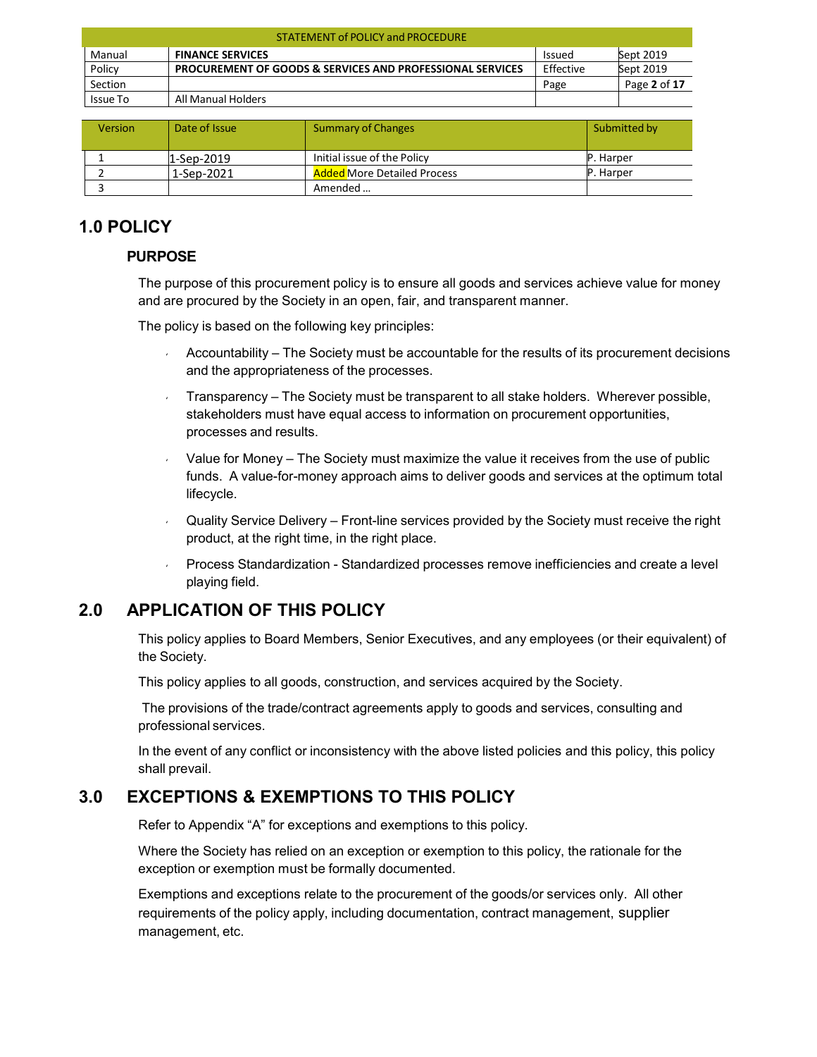| STATEMENT of POLICY and PROCEDURE | | | |
|---|---|---|---|
| Manual | **FINANCE SERVICES** | Issued | Sept 2019 |
| Policy | **PROCUREMENT OF GOODS & SERVICES AND PROFESSIONAL SERVICES** | Effective | Sept 2019 |
| Section | | Page | Page **2** of **17** |
| Issue To | All Manual Holders | | |

| Version | Date of Issue | Summary of Changes | Submitted by |
|---|---|---|---|
| 1 | 1-Sep-2019 | Initial issue of the Policy | P. Harper |
| 2 | 1-Sep-2021 | Added More Detailed Process | P. Harper |
| 3 | | Amended … | |

# 1.0 POLICY

### PURPOSE

The purpose of this procurement policy is to ensure all goods and services achieve value for money and are procured by the Society in an open, fair, and transparent manner.

The policy is based on the following key principles:

- Accountability – The Society must be accountable for the results of its procurement decisions and the appropriateness of the processes.
- Transparency – The Society must be transparent to all stake holders. Wherever possible, stakeholders must have equal access to information on procurement opportunities, processes and results.
- Value for Money – The Society must maximize the value it receives from the use of public funds. A value-for-money approach aims to deliver goods and services at the optimum total lifecycle.
- Quality Service Delivery – Front-line services provided by the Society must receive the right product, at the right time, in the right place.
- Process Standardization - Standardized processes remove inefficiencies and create a level playing field.

# 2.0 APPLICATION OF THIS POLICY

This policy applies to Board Members, Senior Executives, and any employees (or their equivalent) of the Society.

This policy applies to all goods, construction, and services acquired by the Society.

The provisions of the trade/contract agreements apply to goods and services, consulting and professional services.

In the event of any conflict or inconsistency with the above listed policies and this policy, this policy shall prevail.

# 3.0 EXCEPTIONS & EXEMPTIONS TO THIS POLICY

Refer to Appendix "A" for exceptions and exemptions to this policy.

Where the Society has relied on an exception or exemption to this policy, the rationale for the exception or exemption must be formally documented.

Exemptions and exceptions relate to the procurement of the goods/or services only. All other requirements of the policy apply, including documentation, contract management, supplier management, etc.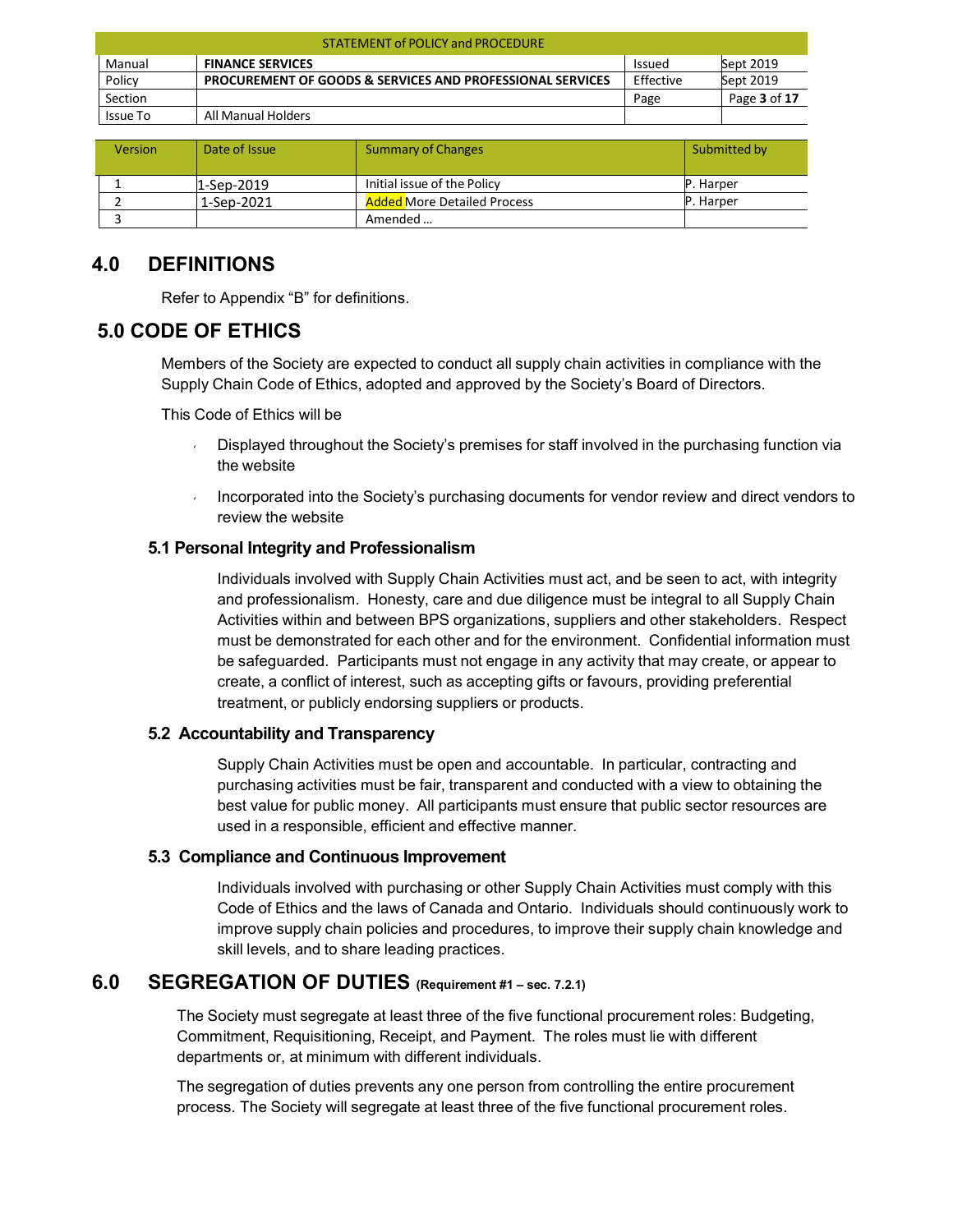| Version | Date of Issue | Summary of Changes | Submitted by |
|---|---|---|---|
| 1 | 1-Sep-2019 | Initial issue of the Policy | P. Harper |
| 2 | 1-Sep-2021 | Added More Detailed Process | P. Harper |
| 3 | | Amended … | |

## 4.0 DEFINITIONS

Refer to Appendix "B" for definitions.

## 5.0 CODE OF ETHICS

Members of the Society are expected to conduct all supply chain activities in compliance with the Supply Chain Code of Ethics, adopted and approved by the Society's Board of Directors.

This Code of Ethics will be

- Displayed throughout the Society's premises for staff involved in the purchasing function via the website
- Incorporated into the Society's purchasing documents for vendor review and direct vendors to review the website

### 5.1 Personal Integrity and Professionalism

Individuals involved with Supply Chain Activities must act, and be seen to act, with integrity and professionalism. Honesty, care and due diligence must be integral to all Supply Chain Activities within and between BPS organizations, suppliers and other stakeholders. Respect must be demonstrated for each other and for the environment. Confidential information must be safeguarded. Participants must not engage in any activity that may create, or appear to create, a conflict of interest, such as accepting gifts or favours, providing preferential treatment, or publicly endorsing suppliers or products.

### 5.2 Accountability and Transparency

Supply Chain Activities must be open and accountable. In particular, contracting and purchasing activities must be fair, transparent and conducted with a view to obtaining the best value for public money. All participants must ensure that public sector resources are used in a responsible, efficient and effective manner.

### 5.3 Compliance and Continuous Improvement

Individuals involved with purchasing or other Supply Chain Activities must comply with this Code of Ethics and the laws of Canada and Ontario. Individuals should continuously work to improve supply chain policies and procedures, to improve their supply chain knowledge and skill levels, and to share leading practices.

## 6.0 SEGREGATION OF DUTIES (Requirement #1 – sec. 7.2.1)

The Society must segregate at least three of the five functional procurement roles: Budgeting, Commitment, Requisitioning, Receipt, and Payment. The roles must lie with different departments or, at minimum with different individuals.

The segregation of duties prevents any one person from controlling the entire procurement process. The Society will segregate at least three of the five functional procurement roles.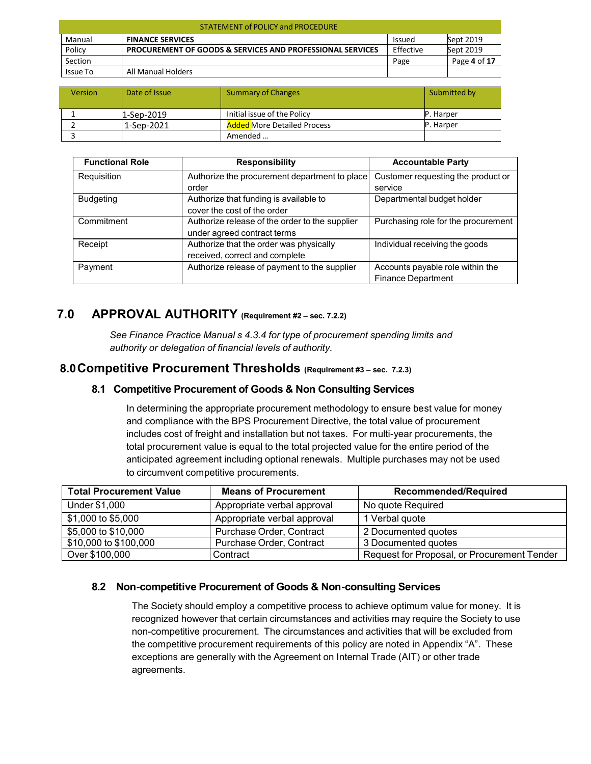| Version | Date of Issue | Summary of Changes | Submitted by |
|---|---|---|---|
| 1 | 1-Sep-2019 | Initial issue of the Policy | P. Harper |
| 2 | 1-Sep-2021 | Added More Detailed Process | P. Harper |
| 3 | | Amended … | |

| Functional Role | Responsibility | Accountable Party |
|---|---|---|
| Requisition | Authorize the procurement department to place order | Customer requesting the product or service |
| Budgeting | Authorize that funding is available to cover the cost of the order | Departmental budget holder |
| Commitment | Authorize release of the order to the supplier under agreed contract terms | Purchasing role for the procurement |
| Receipt | Authorize that the order was physically received, correct and complete | Individual receiving the goods |
| Payment | Authorize release of payment to the supplier | Accounts payable role within the Finance Department |

## 7.0 APPROVAL AUTHORITY (Requirement #2 – sec. 7.2.2)

*See Finance Practice Manual s 4.3.4 for type of procurement spending limits and authority or delegation of financial levels of authority.*

## 8.0 Competitive Procurement Thresholds (Requirement #3 – sec. 7.2.3)

### 8.1 Competitive Procurement of Goods & Non Consulting Services

In determining the appropriate procurement methodology to ensure best value for money and compliance with the BPS Procurement Directive, the total value of procurement includes cost of freight and installation but not taxes. For multi-year procurements, the total procurement value is equal to the total projected value for the entire period of the anticipated agreement including optional renewals. Multiple purchases may not be used to circumvent competitive procurements.

| Total Procurement Value | Means of Procurement | Recommended/Required |
|---|---|---|
| Under $1,000 | Appropriate verbal approval | No quote Required |
| $1,000 to $5,000 | Appropriate verbal approval | 1 Verbal quote |
| $5,000 to $10,000 | Purchase Order, Contract | 2 Documented quotes |
| $10,000 to $100,000 | Purchase Order, Contract | 3 Documented quotes |
| Over $100,000 | Contract | Request for Proposal, or Procurement Tender |

### 8.2 Non-competitive Procurement of Goods & Non-consulting Services

The Society should employ a competitive process to achieve optimum value for money. It is recognized however that certain circumstances and activities may require the Society to use non-competitive procurement. The circumstances and activities that will be excluded from the competitive procurement requirements of this policy are noted in Appendix “A”. These exceptions are generally with the Agreement on Internal Trade (AIT) or other trade agreements.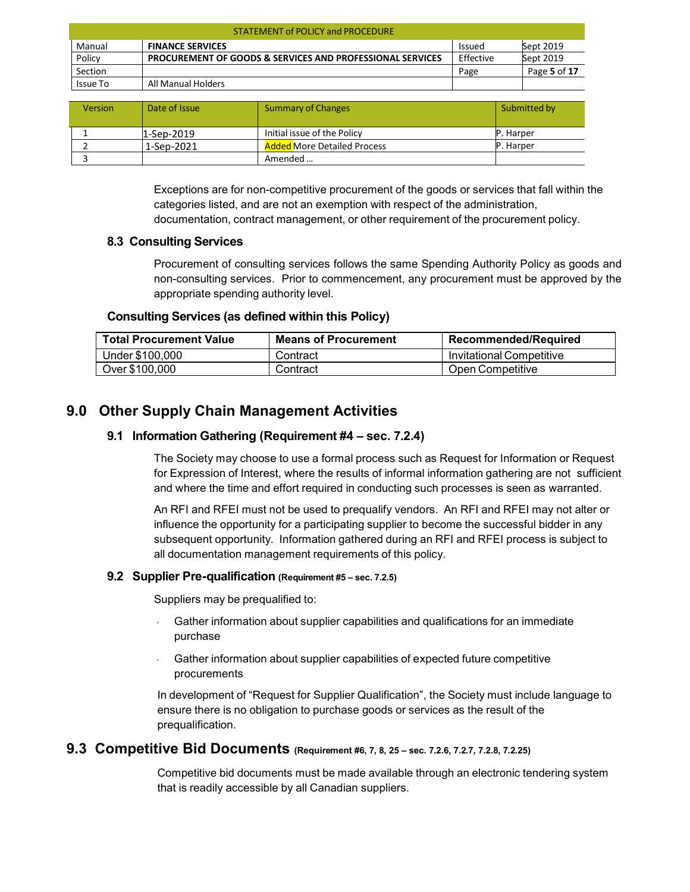Exceptions are for non-competitive procurement of the goods or services that fall within the categories listed, and are not an exemption with respect of the administration, documentation, contract management, or other requirement of the procurement policy.

### 8.3 Consulting Services

Procurement of consulting services follows the same Spending Authority Policy as goods and non-consulting services. Prior to commencement, any procurement must be approved by the appropriate spending authority level.

**Consulting Services (as defined within this Policy)**

| Total Procurement Value | Means of Procurement | Recommended/Required |
|---|---|---|
| Under $100,000 | Contract | Invitational Competitive |
| Over $100,000 | Contract | Open Competitive |

## 9.0 Other Supply Chain Management Activities

### 9.1 Information Gathering (Requirement #4 – sec. 7.2.4)

The Society may choose to use a formal process such as Request for Information or Request for Expression of Interest, where the results of informal information gathering are not sufficient and where the time and effort required in conducting such processes is seen as warranted.

An RFI and RFEI must not be used to prequalify vendors. An RFI and RFEI may not alter or influence the opportunity for a participating supplier to become the successful bidder in any subsequent opportunity. Information gathered during an RFI and RFEI process is subject to all documentation management requirements of this policy.

### 9.2 Supplier Pre-qualification (Requirement #5 – sec. 7.2.5)

Suppliers may be prequalified to:

- Gather information about supplier capabilities and qualifications for an immediate purchase
- Gather information about supplier capabilities of expected future competitive procurements

In development of "Request for Supplier Qualification", the Society must include language to ensure there is no obligation to purchase goods or services as the result of the prequalification.

## 9.3 Competitive Bid Documents (Requirement #6, 7, 8, 25 – sec. 7.2.6, 7.2.7, 7.2.8, 7.2.25)

Competitive bid documents must be made available through an electronic tendering system that is readily accessible by all Canadian suppliers.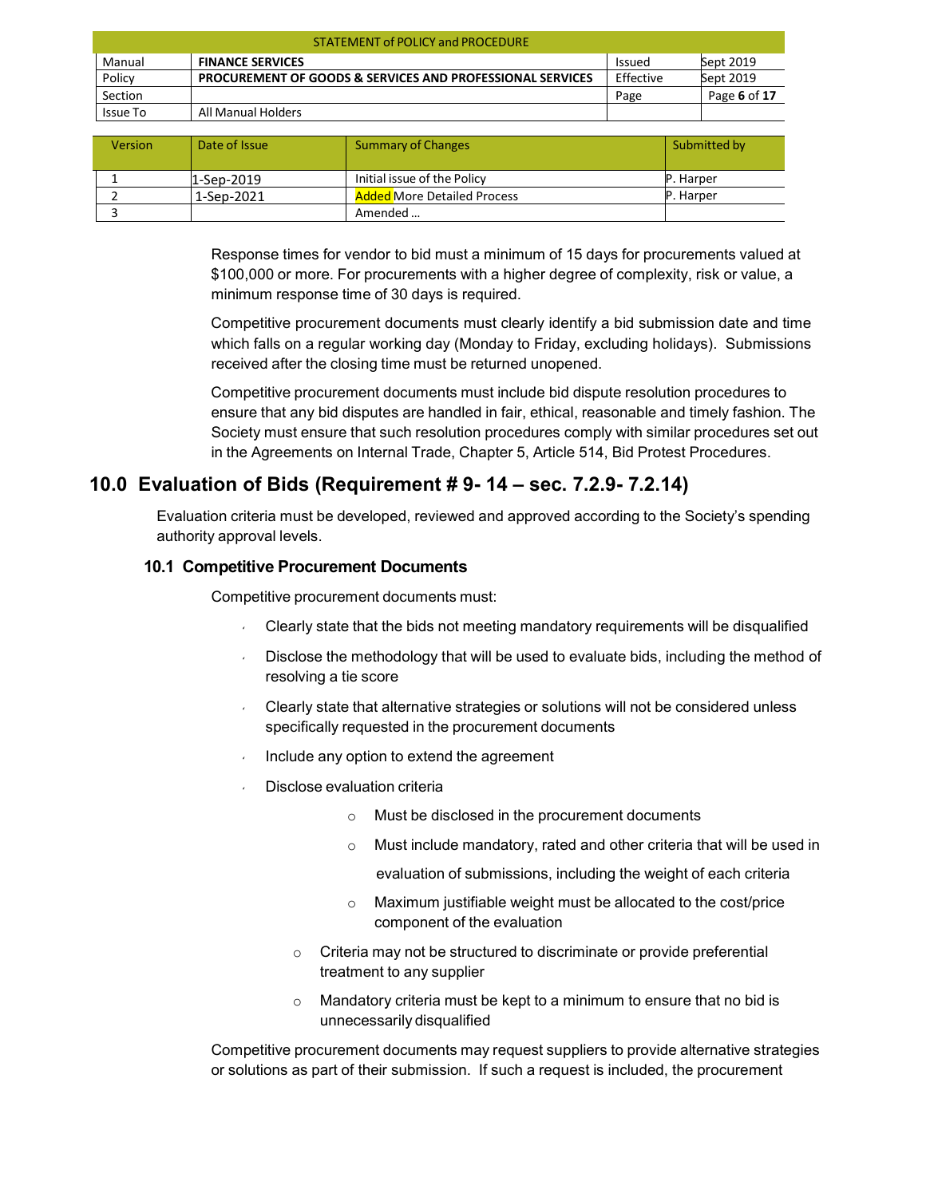Response times for vendor to bid must a minimum of 15 days for procurements valued at $100,000 or more. For procurements with a higher degree of complexity, risk or value, a minimum response time of 30 days is required.

Competitive procurement documents must clearly identify a bid submission date and time which falls on a regular working day (Monday to Friday, excluding holidays). Submissions received after the closing time must be returned unopened.

Competitive procurement documents must include bid dispute resolution procedures to ensure that any bid disputes are handled in fair, ethical, reasonable and timely fashion. The Society must ensure that such resolution procedures comply with similar procedures set out in the Agreements on Internal Trade, Chapter 5, Article 514, Bid Protest Procedures.

## 10.0 Evaluation of Bids (Requirement # 9- 14 – sec. 7.2.9- 7.2.14)

Evaluation criteria must be developed, reviewed and approved according to the Society's spending authority approval levels.

### 10.1 Competitive Procurement Documents

Competitive procurement documents must:

- Clearly state that the bids not meeting mandatory requirements will be disqualified
- Disclose the methodology that will be used to evaluate bids, including the method of resolving a tie score
- Clearly state that alternative strategies or solutions will not be considered unless specifically requested in the procurement documents
- Include any option to extend the agreement
- Disclose evaluation criteria
    - Must be disclosed in the procurement documents
    - Must include mandatory, rated and other criteria that will be used in evaluation of submissions, including the weight of each criteria
    - Maximum justifiable weight must be allocated to the cost/price component of the evaluation
  - Criteria may not be structured to discriminate or provide preferential treatment to any supplier
  - Mandatory criteria must be kept to a minimum to ensure that no bid is unnecessarily disqualified

Competitive procurement documents may request suppliers to provide alternative strategies or solutions as part of their submission. If such a request is included, the procurement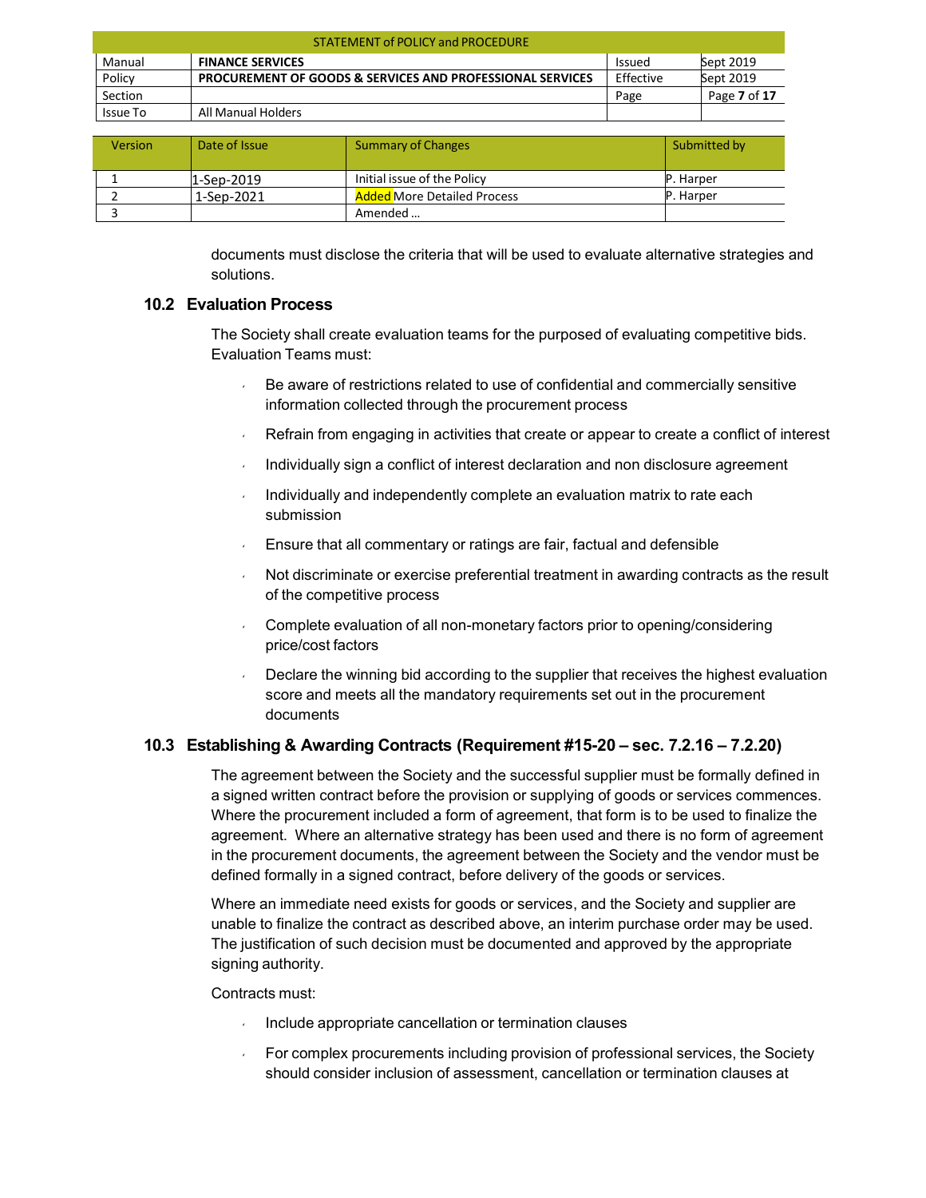documents must disclose the criteria that will be used to evaluate alternative strategies and solutions.

### 10.2 Evaluation Process

The Society shall create evaluation teams for the purposed of evaluating competitive bids. Evaluation Teams must:

- Be aware of restrictions related to use of confidential and commercially sensitive information collected through the procurement process
- Refrain from engaging in activities that create or appear to create a conflict of interest
- Individually sign a conflict of interest declaration and non disclosure agreement
- Individually and independently complete an evaluation matrix to rate each submission
- Ensure that all commentary or ratings are fair, factual and defensible
- Not discriminate or exercise preferential treatment in awarding contracts as the result of the competitive process
- Complete evaluation of all non-monetary factors prior to opening/considering price/cost factors
- Declare the winning bid according to the supplier that receives the highest evaluation score and meets all the mandatory requirements set out in the procurement documents

### 10.3 Establishing & Awarding Contracts (Requirement #15-20 – sec. 7.2.16 – 7.2.20)

The agreement between the Society and the successful supplier must be formally defined in a signed written contract before the provision or supplying of goods or services commences. Where the procurement included a form of agreement, that form is to be used to finalize the agreement. Where an alternative strategy has been used and there is no form of agreement in the procurement documents, the agreement between the Society and the vendor must be defined formally in a signed contract, before delivery of the goods or services.

Where an immediate need exists for goods or services, and the Society and supplier are unable to finalize the contract as described above, an interim purchase order may be used. The justification of such decision must be documented and approved by the appropriate signing authority.

Contracts must:

- Include appropriate cancellation or termination clauses
- For complex procurements including provision of professional services, the Society should consider inclusion of assessment, cancellation or termination clauses at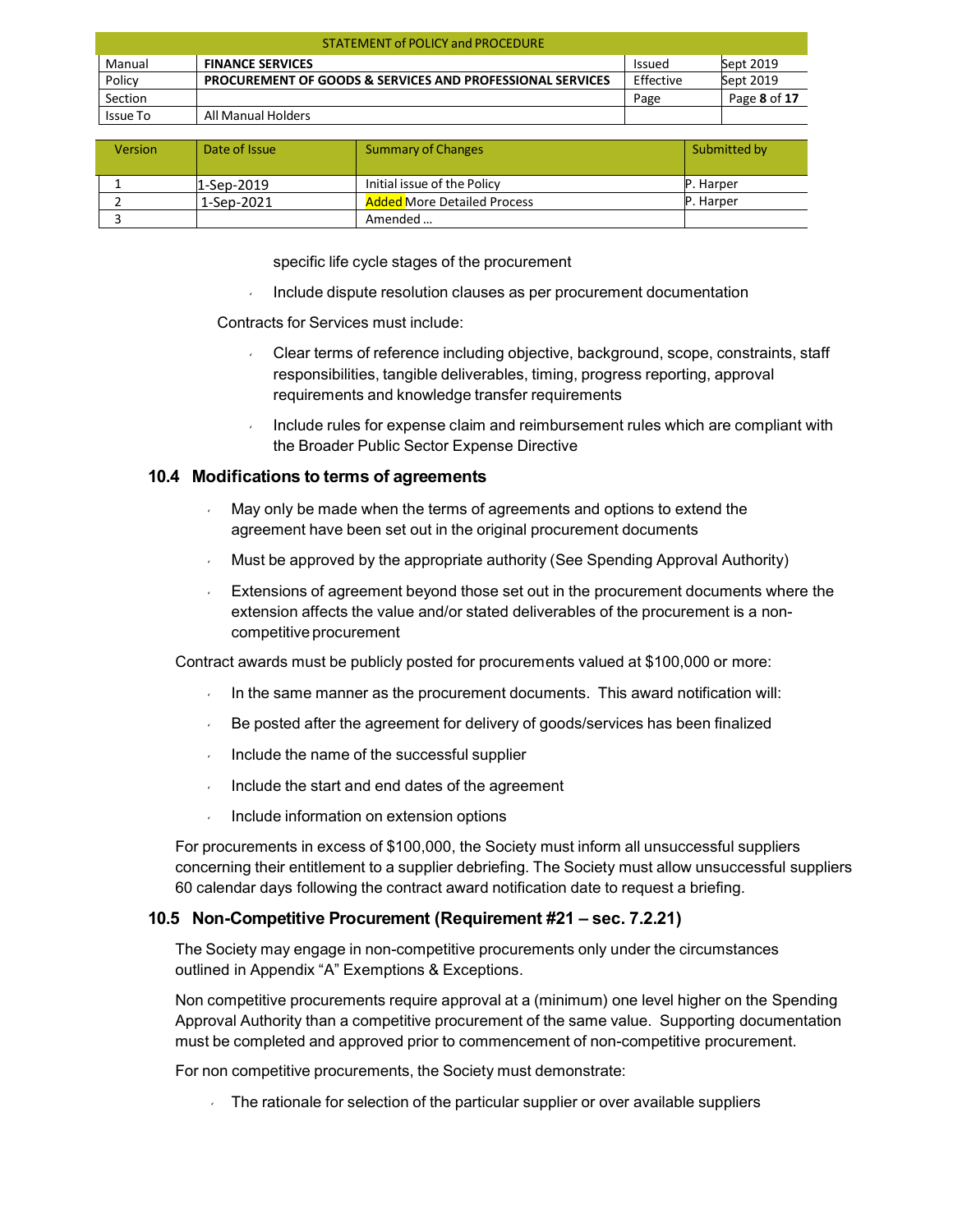specific life cycle stages of the procurement

- Include dispute resolution clauses as per procurement documentation

Contracts for Services must include:

- Clear terms of reference including objective, background, scope, constraints, staff responsibilities, tangible deliverables, timing, progress reporting, approval requirements and knowledge transfer requirements
- Include rules for expense claim and reimbursement rules which are compliant with the Broader Public Sector Expense Directive

### 10.4 Modifications to terms of agreements

- May only be made when the terms of agreements and options to extend the agreement have been set out in the original procurement documents
- Must be approved by the appropriate authority (See Spending Approval Authority)
- Extensions of agreement beyond those set out in the procurement documents where the extension affects the value and/or stated deliverables of the procurement is a non-competitive procurement

Contract awards must be publicly posted for procurements valued at $100,000 or more:

- In the same manner as the procurement documents. This award notification will:
- Be posted after the agreement for delivery of goods/services has been finalized
- Include the name of the successful supplier
- Include the start and end dates of the agreement
- Include information on extension options

For procurements in excess of $100,000, the Society must inform all unsuccessful suppliers concerning their entitlement to a supplier debriefing. The Society must allow unsuccessful suppliers 60 calendar days following the contract award notification date to request a briefing.

### 10.5 Non-Competitive Procurement (Requirement #21 – sec. 7.2.21)

The Society may engage in non-competitive procurements only under the circumstances outlined in Appendix "A" Exemptions & Exceptions.

Non competitive procurements require approval at a (minimum) one level higher on the Spending Approval Authority than a competitive procurement of the same value. Supporting documentation must be completed and approved prior to commencement of non-competitive procurement.

For non competitive procurements, the Society must demonstrate:

- The rationale for selection of the particular supplier or over available suppliers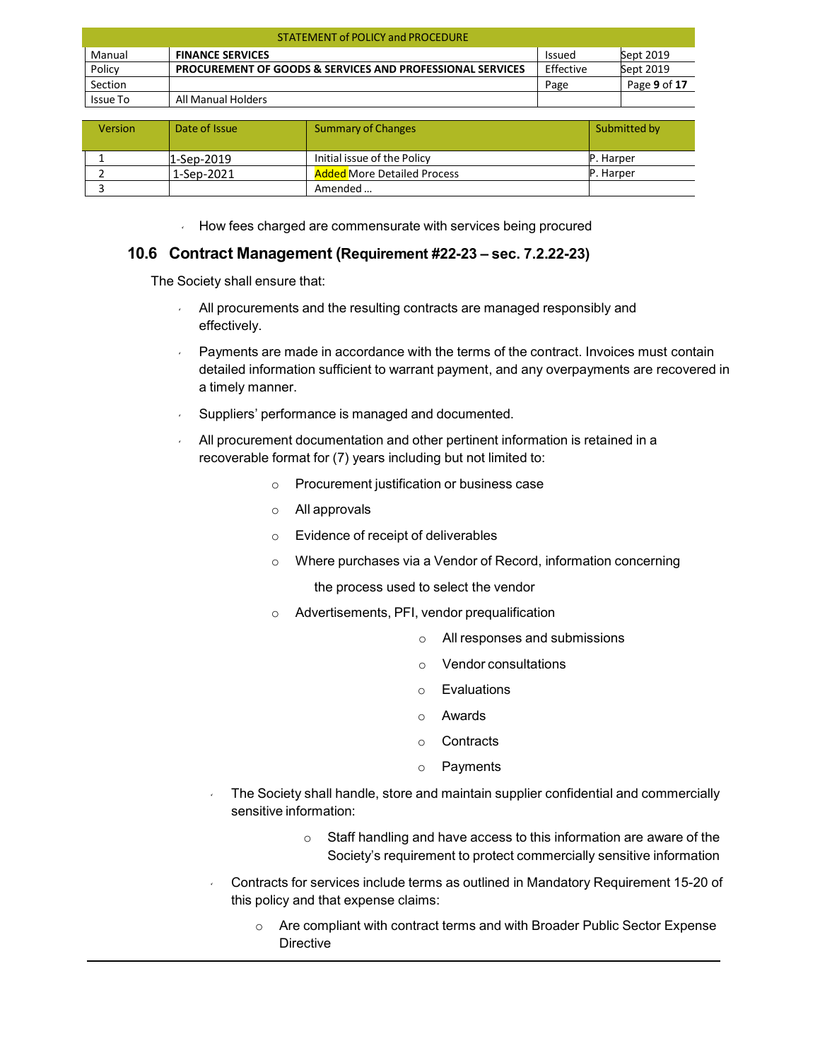- How fees charged are commensurate with services being procured

## 10.6 Contract Management (Requirement #22-23 – sec. 7.2.22-23)

The Society shall ensure that:

- All procurements and the resulting contracts are managed responsibly and effectively.
- Payments are made in accordance with the terms of the contract. Invoices must contain detailed information sufficient to warrant payment, and any overpayments are recovered in a timely manner.
- Suppliers' performance is managed and documented.
- All procurement documentation and other pertinent information is retained in a recoverable format for (7) years including but not limited to:
  - Procurement justification or business case
  - All approvals
  - Evidence of receipt of deliverables
  - Where purchases via a Vendor of Record, information concerning the process used to select the vendor
  - Advertisements, PFI, vendor prequalification
    - All responses and submissions
    - Vendor consultations
    - Evaluations
    - Awards
    - Contracts
    - Payments
- The Society shall handle, store and maintain supplier confidential and commercially sensitive information:
  - Staff handling and have access to this information are aware of the Society's requirement to protect commercially sensitive information
- Contracts for services include terms as outlined in Mandatory Requirement 15-20 of this policy and that expense claims:
  - Are compliant with contract terms and with Broader Public Sector Expense Directive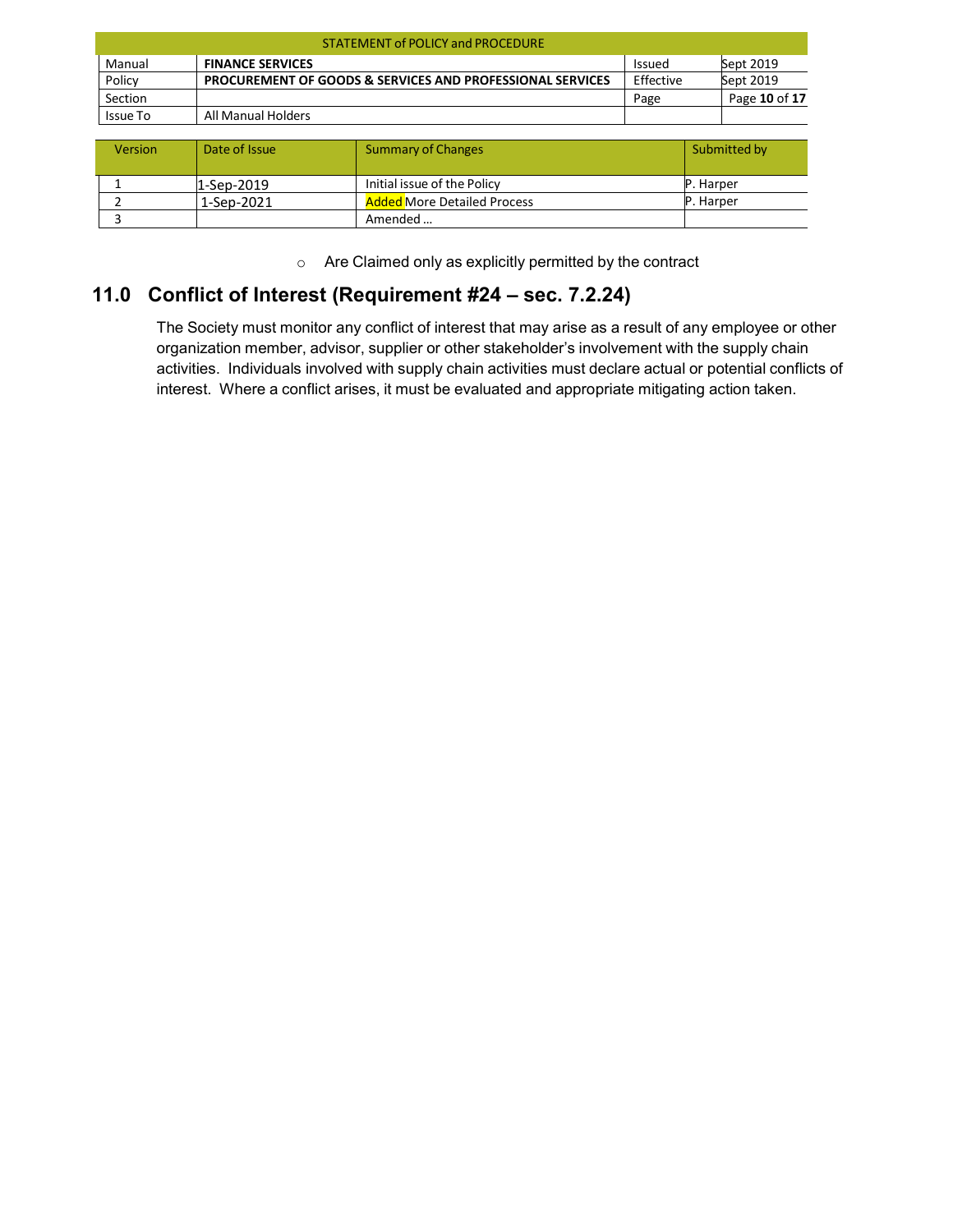- Are Claimed only as explicitly permitted by the contract

## 11.0 Conflict of Interest (Requirement #24 – sec. 7.2.24)

The Society must monitor any conflict of interest that may arise as a result of any employee or other organization member, advisor, supplier or other stakeholder's involvement with the supply chain activities. Individuals involved with supply chain activities must declare actual or potential conflicts of interest. Where a conflict arises, it must be evaluated and appropriate mitigating action taken.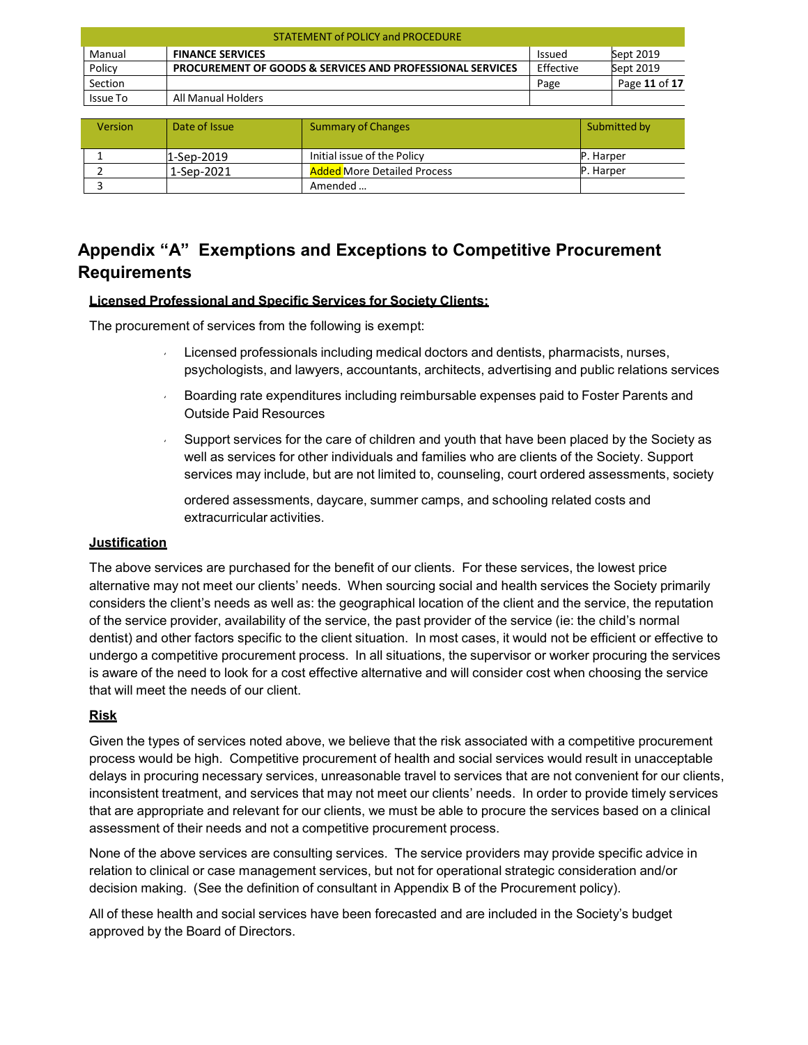| STATEMENT of POLICY and PROCEDURE | | | |
|---|---|---|---|
| Manual | **FINANCE SERVICES** | Issued | Sept 2019 |
| Policy | **PROCUREMENT OF GOODS & SERVICES AND PROFESSIONAL SERVICES** | Effective | Sept 2019 |
| Section | | Page | Page **11** of **17** |
| Issue To | All Manual Holders | | |

| Version | Date of Issue | Summary of Changes | Submitted by |
|---|---|---|---|
| 1 | 1-Sep-2019 | Initial issue of the Policy | P. Harper |
| 2 | 1-Sep-2021 | Added More Detailed Process | P. Harper |
| 3 | | Amended … | |

# Appendix "A" Exemptions and Exceptions to Competitive Procurement Requirements

**Licensed Professional and Specific Services for Society Clients:**

The procurement of services from the following is exempt:

- Licensed professionals including medical doctors and dentists, pharmacists, nurses, psychologists, and lawyers, accountants, architects, advertising and public relations services
- Boarding rate expenditures including reimbursable expenses paid to Foster Parents and Outside Paid Resources
- Support services for the care of children and youth that have been placed by the Society as well as services for other individuals and families who are clients of the Society. Support services may include, but are not limited to, counseling, court ordered assessments, society ordered assessments, daycare, summer camps, and schooling related costs and extracurricular activities.

**Justification**

The above services are purchased for the benefit of our clients. For these services, the lowest price alternative may not meet our clients' needs. When sourcing social and health services the Society primarily considers the client's needs as well as: the geographical location of the client and the service, the reputation of the service provider, availability of the service, the past provider of the service (ie: the child's normal dentist) and other factors specific to the client situation. In most cases, it would not be efficient or effective to undergo a competitive procurement process. In all situations, the supervisor or worker procuring the services is aware of the need to look for a cost effective alternative and will consider cost when choosing the service that will meet the needs of our client.

**Risk**

Given the types of services noted above, we believe that the risk associated with a competitive procurement process would be high. Competitive procurement of health and social services would result in unacceptable delays in procuring necessary services, unreasonable travel to services that are not convenient for our clients, inconsistent treatment, and services that may not meet our clients' needs. In order to provide timely services that are appropriate and relevant for our clients, we must be able to procure the services based on a clinical assessment of their needs and not a competitive procurement process.

None of the above services are consulting services. The service providers may provide specific advice in relation to clinical or case management services, but not for operational strategic consideration and/or decision making. (See the definition of consultant in Appendix B of the Procurement policy).

All of these health and social services have been forecasted and are included in the Society's budget approved by the Board of Directors.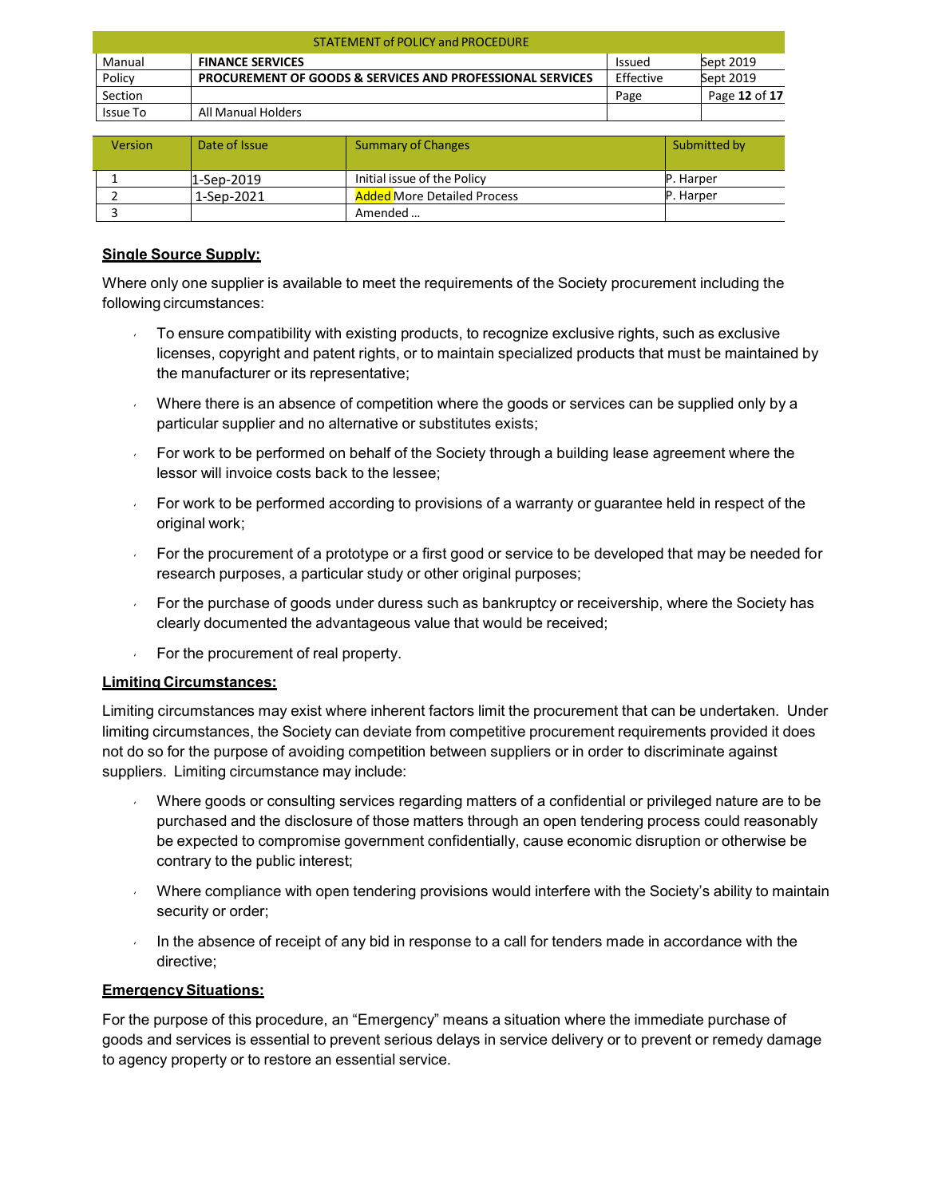| STATEMENT of POLICY and PROCEDURE | | | |
|---|---|---|---|
| Manual | **FINANCE SERVICES** | Issued | Sept 2019 |
| Policy | **PROCUREMENT OF GOODS & SERVICES AND PROFESSIONAL SERVICES** | Effective | Sept 2019 |
| Section | | Page | Page **12** of **17** |
| Issue To | All Manual Holders | | |

| Version | Date of Issue | Summary of Changes | Submitted by |
|---|---|---|---|
| 1 | 1-Sep-2019 | Initial issue of the Policy | P. Harper |
| 2 | 1-Sep-2021 | Added More Detailed Process | P. Harper |
| 3 | | Amended … | |

**Single Source Supply:**

Where only one supplier is available to meet the requirements of the Society procurement including the following circumstances:

- To ensure compatibility with existing products, to recognize exclusive rights, such as exclusive licenses, copyright and patent rights, or to maintain specialized products that must be maintained by the manufacturer or its representative;
- Where there is an absence of competition where the goods or services can be supplied only by a particular supplier and no alternative or substitutes exists;
- For work to be performed on behalf of the Society through a building lease agreement where the lessor will invoice costs back to the lessee;
- For work to be performed according to provisions of a warranty or guarantee held in respect of the original work;
- For the procurement of a prototype or a first good or service to be developed that may be needed for research purposes, a particular study or other original purposes;
- For the purchase of goods under duress such as bankruptcy or receivership, where the Society has clearly documented the advantageous value that would be received;
- For the procurement of real property.

**Limiting Circumstances:**

Limiting circumstances may exist where inherent factors limit the procurement that can be undertaken. Under limiting circumstances, the Society can deviate from competitive procurement requirements provided it does not do so for the purpose of avoiding competition between suppliers or in order to discriminate against suppliers. Limiting circumstance may include:

- Where goods or consulting services regarding matters of a confidential or privileged nature are to be purchased and the disclosure of those matters through an open tendering process could reasonably be expected to compromise government confidentially, cause economic disruption or otherwise be contrary to the public interest;
- Where compliance with open tendering provisions would interfere with the Society's ability to maintain security or order;
- In the absence of receipt of any bid in response to a call for tenders made in accordance with the directive;

**Emergency Situations:**

For the purpose of this procedure, an "Emergency" means a situation where the immediate purchase of goods and services is essential to prevent serious delays in service delivery or to prevent or remedy damage to agency property or to restore an essential service.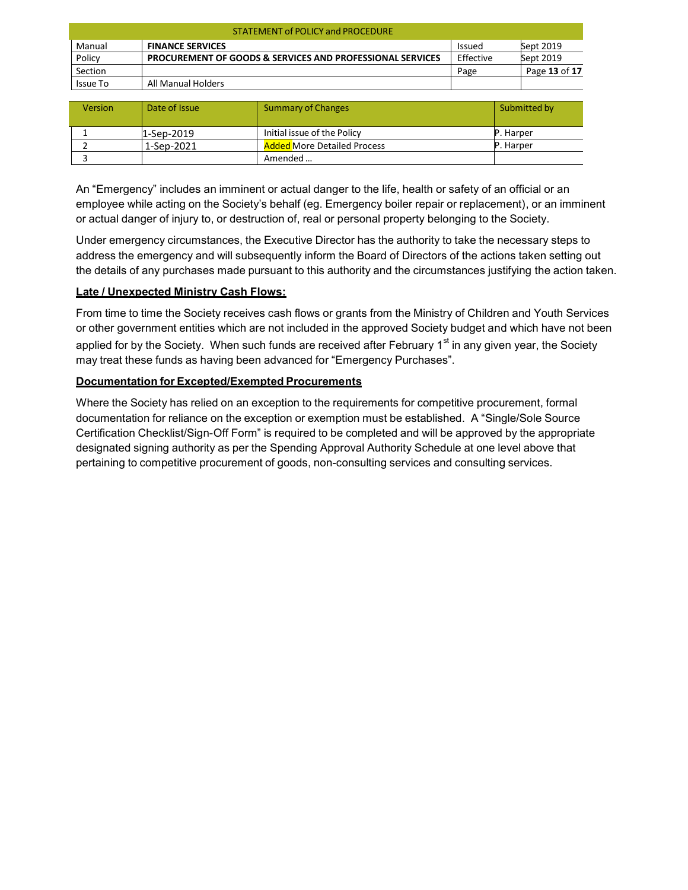| Version | Date of Issue | Summary of Changes | Submitted by |
|---|---|---|---|
| 1 | 1-Sep-2019 | Initial issue of the Policy | P. Harper |
| 2 | 1-Sep-2021 | Added More Detailed Process | P. Harper |
| 3 | | Amended … | |

An “Emergency” includes an imminent or actual danger to the life, health or safety of an official or an employee while acting on the Society’s behalf (eg. Emergency boiler repair or replacement), or an imminent or actual danger of injury to, or destruction of, real or personal property belonging to the Society.

Under emergency circumstances, the Executive Director has the authority to take the necessary steps to address the emergency and will subsequently inform the Board of Directors of the actions taken setting out the details of any purchases made pursuant to this authority and the circumstances justifying the action taken.

**Late / Unexpected Ministry Cash Flows:**

From time to time the Society receives cash flows or grants from the Ministry of Children and Youth Services or other government entities which are not included in the approved Society budget and which have not been applied for by the Society. When such funds are received after February 1st in any given year, the Society may treat these funds as having been advanced for “Emergency Purchases”.

**Documentation for Excepted/Exempted Procurements**

Where the Society has relied on an exception to the requirements for competitive procurement, formal documentation for reliance on the exception or exemption must be established. A “Single/Sole Source Certification Checklist/Sign-Off Form” is required to be completed and will be approved by the appropriate designated signing authority as per the Spending Approval Authority Schedule at one level above that pertaining to competitive procurement of goods, non-consulting services and consulting services.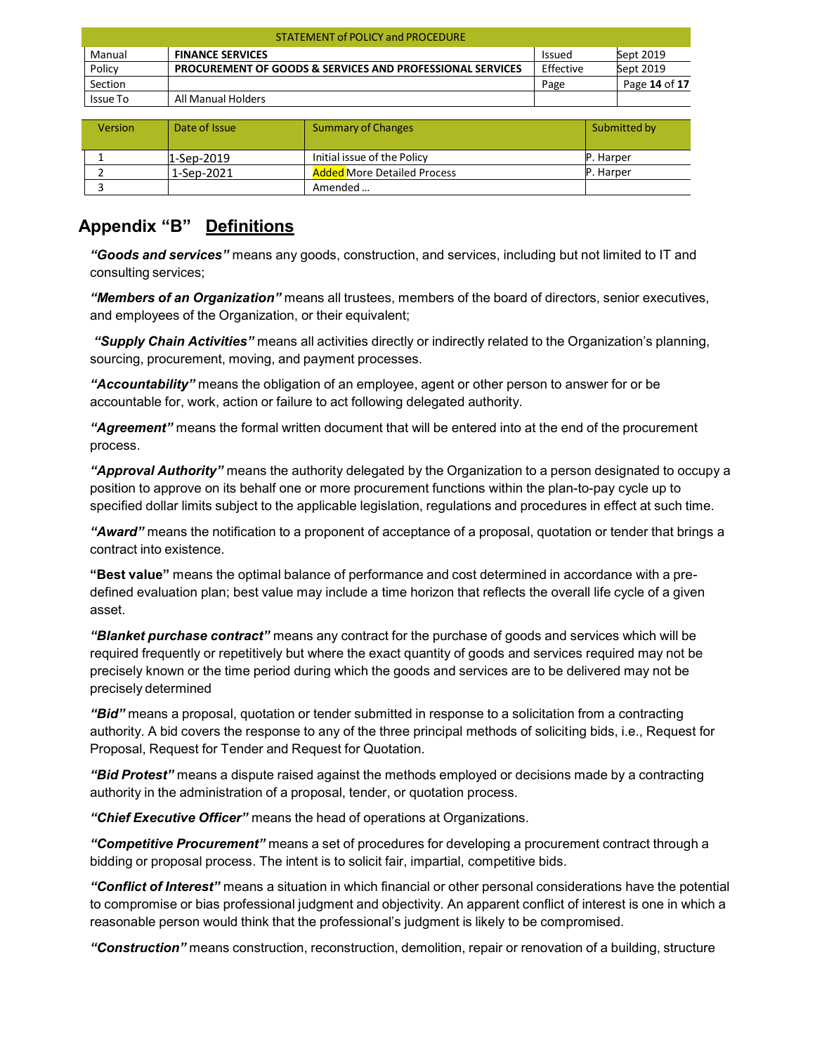| STATEMENT of POLICY and PROCEDURE | | | |
|---|---|---|---|
| Manual | **FINANCE SERVICES** | Issued | Sept 2019 |
| Policy | **PROCUREMENT OF GOODS & SERVICES AND PROFESSIONAL SERVICES** | Effective | Sept 2019 |
| Section | | Page | Page **14** of **17** |
| Issue To | All Manual Holders | | |

| Version | Date of Issue | Summary of Changes | Submitted by |
|---|---|---|---|
| 1 | 1-Sep-2019 | Initial issue of the Policy | P. Harper |
| 2 | 1-Sep-2021 | Added More Detailed Process | P. Harper |
| 3 | | Amended … | |

## Appendix "B" Definitions

***"Goods and services"*** means any goods, construction, and services, including but not limited to IT and consulting services;

***"Members of an Organization"*** means all trustees, members of the board of directors, senior executives, and employees of the Organization, or their equivalent;

***"Supply Chain Activities"*** means all activities directly or indirectly related to the Organization's planning, sourcing, procurement, moving, and payment processes.

***"Accountability"*** means the obligation of an employee, agent or other person to answer for or be accountable for, work, action or failure to act following delegated authority.

***"Agreement"*** means the formal written document that will be entered into at the end of the procurement process.

***"Approval Authority"*** means the authority delegated by the Organization to a person designated to occupy a position to approve on its behalf one or more procurement functions within the plan-to-pay cycle up to specified dollar limits subject to the applicable legislation, regulations and procedures in effect at such time.

***"Award"*** means the notification to a proponent of acceptance of a proposal, quotation or tender that brings a contract into existence.

**"Best value"** means the optimal balance of performance and cost determined in accordance with a pre-defined evaluation plan; best value may include a time horizon that reflects the overall life cycle of a given asset.

***"Blanket purchase contract"*** means any contract for the purchase of goods and services which will be required frequently or repetitively but where the exact quantity of goods and services required may not be precisely known or the time period during which the goods and services are to be delivered may not be precisely determined

***"Bid"*** means a proposal, quotation or tender submitted in response to a solicitation from a contracting authority. A bid covers the response to any of the three principal methods of soliciting bids, i.e., Request for Proposal, Request for Tender and Request for Quotation.

***"Bid Protest"*** means a dispute raised against the methods employed or decisions made by a contracting authority in the administration of a proposal, tender, or quotation process.

***"Chief Executive Officer"*** means the head of operations at Organizations.

***"Competitive Procurement"*** means a set of procedures for developing a procurement contract through a bidding or proposal process. The intent is to solicit fair, impartial, competitive bids.

***"Conflict of Interest"*** means a situation in which financial or other personal considerations have the potential to compromise or bias professional judgment and objectivity. An apparent conflict of interest is one in which a reasonable person would think that the professional's judgment is likely to be compromised.

***"Construction"*** means construction, reconstruction, demolition, repair or renovation of a building, structure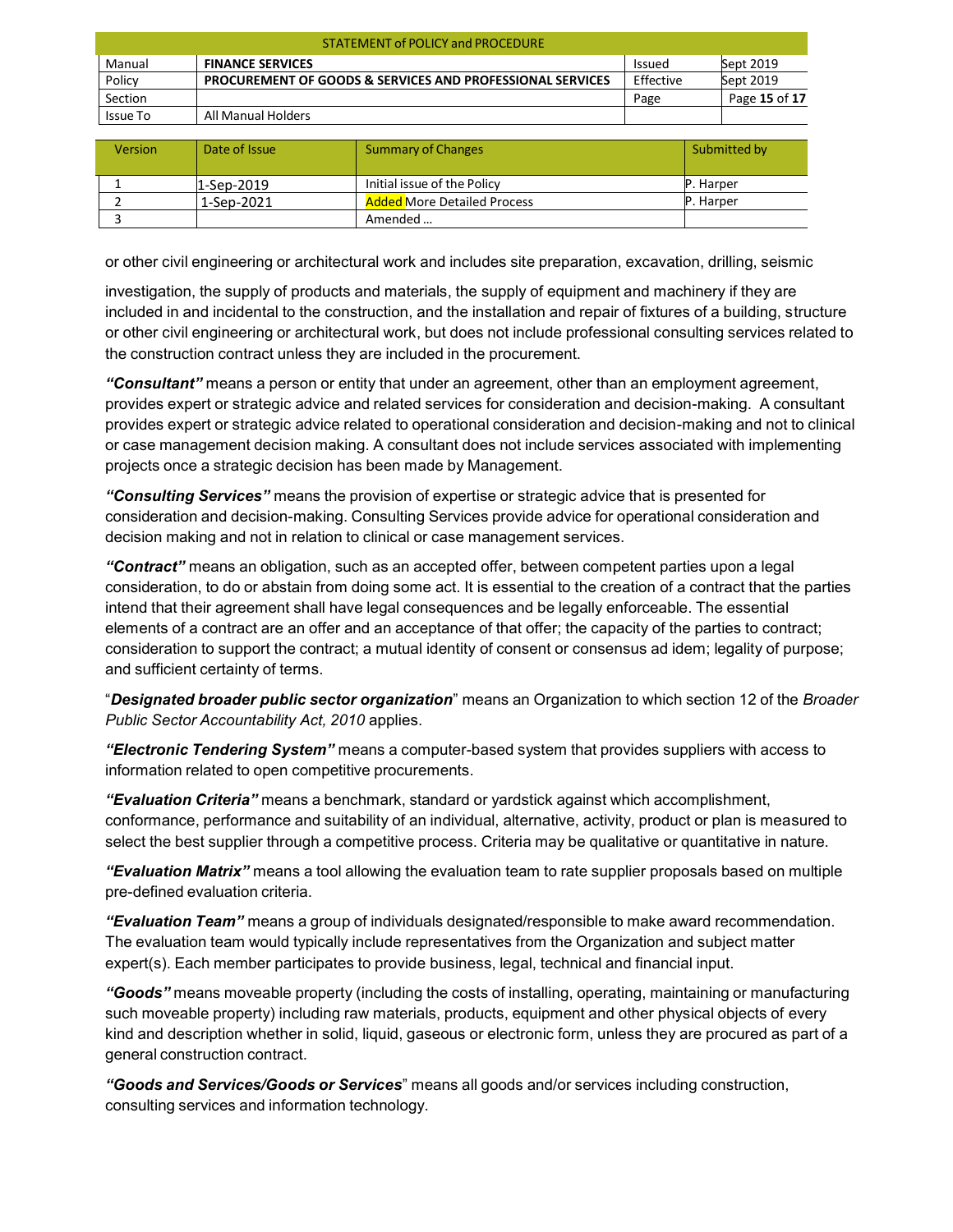or other civil engineering or architectural work and includes site preparation, excavation, drilling, seismic investigation, the supply of products and materials, the supply of equipment and machinery if they are included in and incidental to the construction, and the installation and repair of fixtures of a building, structure or other civil engineering or architectural work, but does not include professional consulting services related to the construction contract unless they are included in the procurement.

***"Consultant"*** means a person or entity that under an agreement, other than an employment agreement, provides expert or strategic advice and related services for consideration and decision-making. A consultant provides expert or strategic advice related to operational consideration and decision-making and not to clinical or case management decision making. A consultant does not include services associated with implementing projects once a strategic decision has been made by Management.

***"Consulting Services"*** means the provision of expertise or strategic advice that is presented for consideration and decision-making. Consulting Services provide advice for operational consideration and decision making and not in relation to clinical or case management services.

***"Contract"*** means an obligation, such as an accepted offer, between competent parties upon a legal consideration, to do or abstain from doing some act. It is essential to the creation of a contract that the parties intend that their agreement shall have legal consequences and be legally enforceable. The essential elements of a contract are an offer and an acceptance of that offer; the capacity of the parties to contract; consideration to support the contract; a mutual identity of consent or consensus ad idem; legality of purpose; and sufficient certainty of terms.

"***Designated broader public sector organization***" means an Organization to which section 12 of the *Broader Public Sector Accountability Act, 2010* applies.

***"Electronic Tendering System"*** means a computer-based system that provides suppliers with access to information related to open competitive procurements.

***"Evaluation Criteria"*** means a benchmark, standard or yardstick against which accomplishment, conformance, performance and suitability of an individual, alternative, activity, product or plan is measured to select the best supplier through a competitive process. Criteria may be qualitative or quantitative in nature.

***"Evaluation Matrix"*** means a tool allowing the evaluation team to rate supplier proposals based on multiple pre-defined evaluation criteria.

***"Evaluation Team"*** means a group of individuals designated/responsible to make award recommendation. The evaluation team would typically include representatives from the Organization and subject matter expert(s). Each member participates to provide business, legal, technical and financial input.

***"Goods"*** means moveable property (including the costs of installing, operating, maintaining or manufacturing such moveable property) including raw materials, products, equipment and other physical objects of every kind and description whether in solid, liquid, gaseous or electronic form, unless they are procured as part of a general construction contract.

***"Goods and Services/Goods or Services***" means all goods and/or services including construction, consulting services and information technology.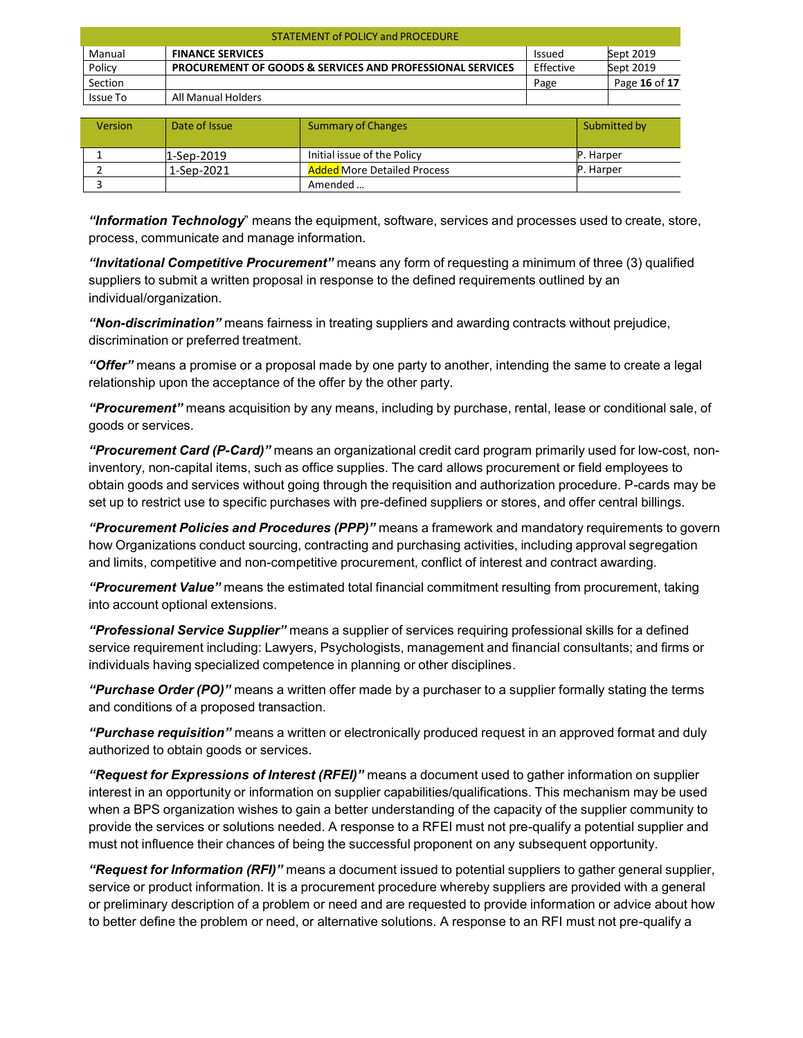| STATEMENT of POLICY and PROCEDURE | | | |
|---|---|---|---|
| Manual | **FINANCE SERVICES** | Issued | Sept 2019 |
| Policy | **PROCUREMENT OF GOODS & SERVICES AND PROFESSIONAL SERVICES** | Effective | Sept 2019 |
| Section | | Page | Page **16** of **17** |
| Issue To | All Manual Holders | | |

| Version | Date of Issue | Summary of Changes | Submitted by |
|---|---|---|---|
| 1 | 1-Sep-2019 | Initial issue of the Policy | P. Harper |
| 2 | 1-Sep-2021 | Added More Detailed Process | P. Harper |
| 3 | | Amended … | |

***"Information Technology*"** means the equipment, software, services and processes used to create, store, process, communicate and manage information.

***"Invitational Competitive Procurement"*** means any form of requesting a minimum of three (3) qualified suppliers to submit a written proposal in response to the defined requirements outlined by an individual/organization.

***"Non-discrimination"*** means fairness in treating suppliers and awarding contracts without prejudice, discrimination or preferred treatment.

***"Offer"*** means a promise or a proposal made by one party to another, intending the same to create a legal relationship upon the acceptance of the offer by the other party.

***"Procurement"*** means acquisition by any means, including by purchase, rental, lease or conditional sale, of goods or services.

***"Procurement Card (P-Card)"*** means an organizational credit card program primarily used for low-cost, non-inventory, non-capital items, such as office supplies. The card allows procurement or field employees to obtain goods and services without going through the requisition and authorization procedure. P-cards may be set up to restrict use to specific purchases with pre-defined suppliers or stores, and offer central billings.

***"Procurement Policies and Procedures (PPP)"*** means a framework and mandatory requirements to govern how Organizations conduct sourcing, contracting and purchasing activities, including approval segregation and limits, competitive and non-competitive procurement, conflict of interest and contract awarding.

***"Procurement Value"*** means the estimated total financial commitment resulting from procurement, taking into account optional extensions.

***"Professional Service Supplier"*** means a supplier of services requiring professional skills for a defined service requirement including: Lawyers, Psychologists, management and financial consultants; and firms or individuals having specialized competence in planning or other disciplines.

***"Purchase Order (PO)"*** means a written offer made by a purchaser to a supplier formally stating the terms and conditions of a proposed transaction.

***"Purchase requisition"*** means a written or electronically produced request in an approved format and duly authorized to obtain goods or services.

***"Request for Expressions of Interest (RFEI)"*** means a document used to gather information on supplier interest in an opportunity or information on supplier capabilities/qualifications. This mechanism may be used when a BPS organization wishes to gain a better understanding of the capacity of the supplier community to provide the services or solutions needed. A response to a RFEI must not pre-qualify a potential supplier and must not influence their chances of being the successful proponent on any subsequent opportunity.

***"Request for Information (RFI)"*** means a document issued to potential suppliers to gather general supplier, service or product information. It is a procurement procedure whereby suppliers are provided with a general or preliminary description of a problem or need and are requested to provide information or advice about how to better define the problem or need, or alternative solutions. A response to an RFI must not pre-qualify a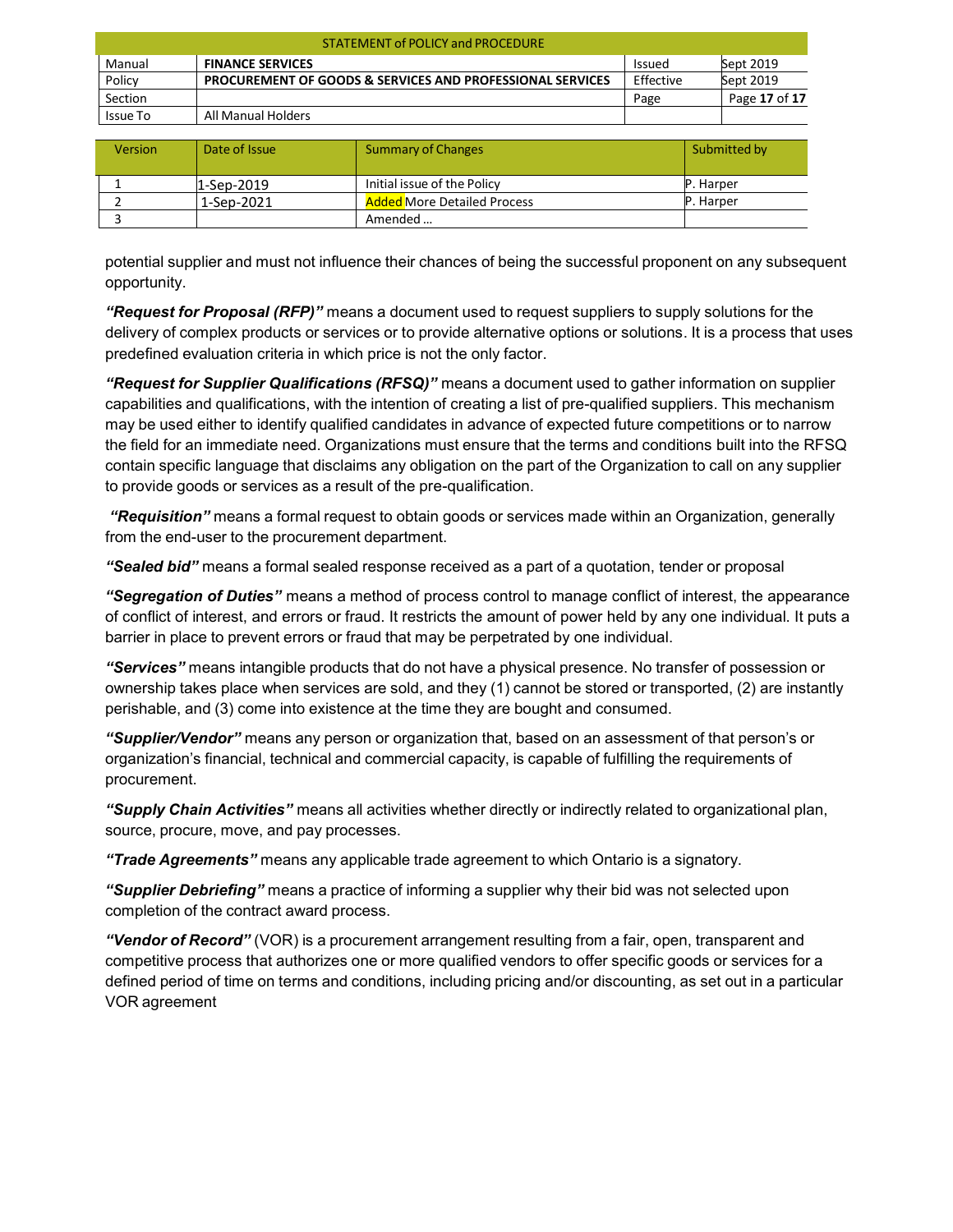potential supplier and must not influence their chances of being the successful proponent on any subsequent opportunity.

***"Request for Proposal (RFP)"*** means a document used to request suppliers to supply solutions for the delivery of complex products or services or to provide alternative options or solutions. It is a process that uses predefined evaluation criteria in which price is not the only factor.

***"Request for Supplier Qualifications (RFSQ)"*** means a document used to gather information on supplier capabilities and qualifications, with the intention of creating a list of pre-qualified suppliers. This mechanism may be used either to identify qualified candidates in advance of expected future competitions or to narrow the field for an immediate need. Organizations must ensure that the terms and conditions built into the RFSQ contain specific language that disclaims any obligation on the part of the Organization to call on any supplier to provide goods or services as a result of the pre-qualification.

***"Requisition"*** means a formal request to obtain goods or services made within an Organization, generally from the end-user to the procurement department.

***"Sealed bid"*** means a formal sealed response received as a part of a quotation, tender or proposal

***"Segregation of Duties"*** means a method of process control to manage conflict of interest, the appearance of conflict of interest, and errors or fraud. It restricts the amount of power held by any one individual. It puts a barrier in place to prevent errors or fraud that may be perpetrated by one individual.

***"Services"*** means intangible products that do not have a physical presence. No transfer of possession or ownership takes place when services are sold, and they (1) cannot be stored or transported, (2) are instantly perishable, and (3) come into existence at the time they are bought and consumed.

***"Supplier/Vendor"*** means any person or organization that, based on an assessment of that person's or organization's financial, technical and commercial capacity, is capable of fulfilling the requirements of procurement.

***"Supply Chain Activities"*** means all activities whether directly or indirectly related to organizational plan, source, procure, move, and pay processes.

***"Trade Agreements"*** means any applicable trade agreement to which Ontario is a signatory.

***"Supplier Debriefing"*** means a practice of informing a supplier why their bid was not selected upon completion of the contract award process.

***"Vendor of Record"*** (VOR) is a procurement arrangement resulting from a fair, open, transparent and competitive process that authorizes one or more qualified vendors to offer specific goods or services for a defined period of time on terms and conditions, including pricing and/or discounting, as set out in a particular VOR agreement